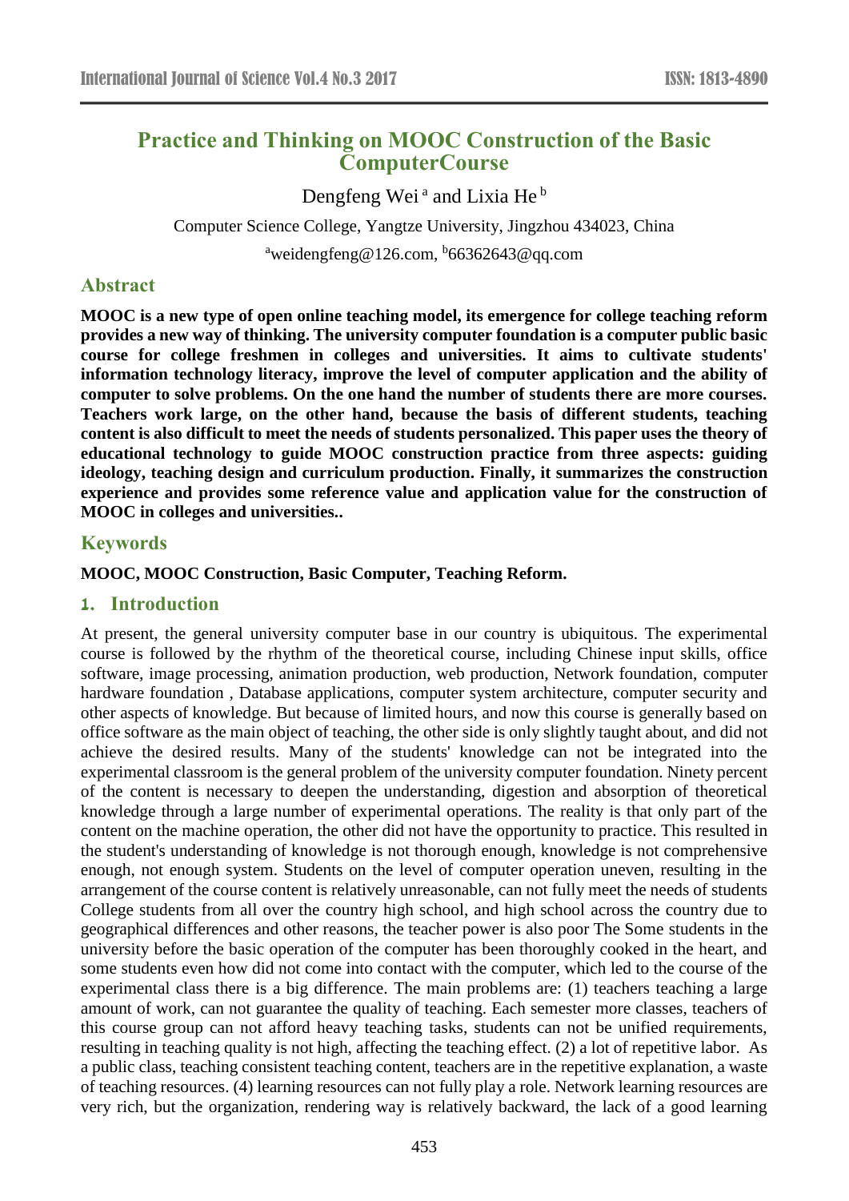# Practice and Thinking on MOOC Construction of the Basic ComputerCourse

Dengfeng Wei [a] and Lixia He [b]

Computer Science College, Yangtze University, Jingzhou 434023, China

[a]weidengfeng@126.com, [b]66362643@qq.com

## Abstract

**MOOC is a new type of open online teaching model, its emergence for college teaching reform provides a new way of thinking. The university computer foundation is a computer public basic course for college freshmen in colleges and universities. It aims to cultivate students' information technology literacy, improve the level of computer application and the ability of computer to solve problems. On the one hand the number of students there are more courses. Teachers work large, on the other hand, because the basis of different students, teaching content is also difficult to meet the needs of students personalized. This paper uses the theory of educational technology to guide MOOC construction practice from three aspects: guiding ideology, teaching design and curriculum production. Finally, it summarizes the construction experience and provides some reference value and application value for the construction of MOOC in colleges and universities..**

## Keywords

**MOOC, MOOC Construction, Basic Computer, Teaching Reform.**

## 1. Introduction

At present, the general university computer base in our country is ubiquitous. The experimental course is followed by the rhythm of the theoretical course, including Chinese input skills, office software, image processing, animation production, web production, Network foundation, computer hardware foundation , Database applications, computer system architecture, computer security and other aspects of knowledge. But because of limited hours, and now this course is generally based on office software as the main object of teaching, the other side is only slightly taught about, and did not achieve the desired results. Many of the students' knowledge can not be integrated into the experimental classroom is the general problem of the university computer foundation. Ninety percent of the content is necessary to deepen the understanding, digestion and absorption of theoretical knowledge through a large number of experimental operations. The reality is that only part of the content on the machine operation, the other did not have the opportunity to practice. This resulted in the student's understanding of knowledge is not thorough enough, knowledge is not comprehensive enough, not enough system. Students on the level of computer operation uneven, resulting in the arrangement of the course content is relatively unreasonable, can not fully meet the needs of students College students from all over the country high school, and high school across the country due to geographical differences and other reasons, the teacher power is also poor The Some students in the university before the basic operation of the computer has been thoroughly cooked in the heart, and some students even how did not come into contact with the computer, which led to the course of the experimental class there is a big difference. The main problems are: (1) teachers teaching a large amount of work, can not guarantee the quality of teaching. Each semester more classes, teachers of this course group can not afford heavy teaching tasks, students can not be unified requirements, resulting in teaching quality is not high, affecting the teaching effect. (2) a lot of repetitive labor. As a public class, teaching consistent teaching content, teachers are in the repetitive explanation, a waste of teaching resources. (4) learning resources can not fully play a role. Network learning resources are very rich, but the organization, rendering way is relatively backward, the lack of a good learning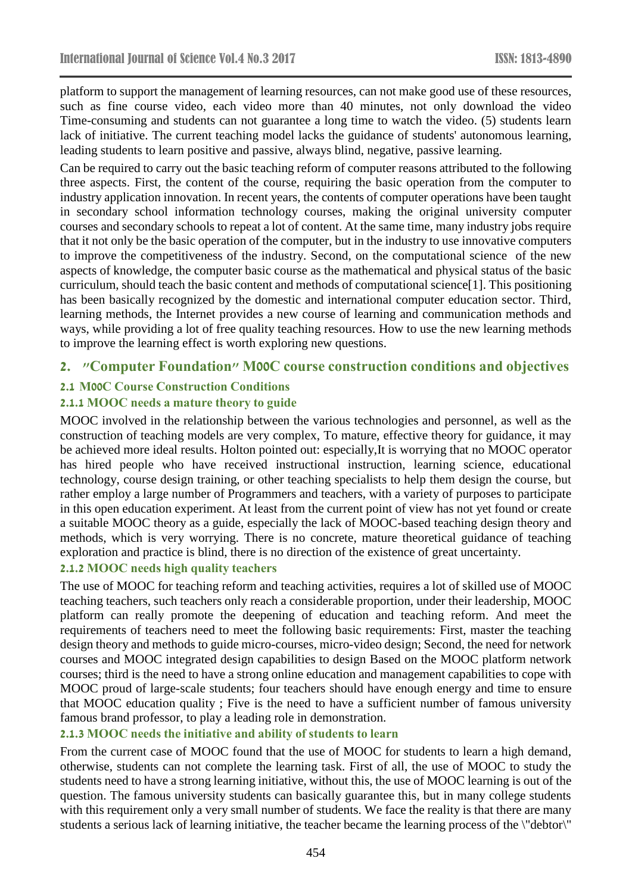platform to support the management of learning resources, can not make good use of these resources, such as fine course video, each video more than 40 minutes, not only download the video Time-consuming and students can not guarantee a long time to watch the video. (5) students learn lack of initiative. The current teaching model lacks the guidance of students' autonomous learning, leading students to learn positive and passive, always blind, negative, passive learning.

Can be required to carry out the basic teaching reform of computer reasons attributed to the following three aspects. First, the content of the course, requiring the basic operation from the computer to industry application innovation. In recent years, the contents of computer operations have been taught in secondary school information technology courses, making the original university computer courses and secondary schools to repeat a lot of content. At the same time, many industry jobs require that it not only be the basic operation of the computer, but in the industry to use innovative computers to improve the competitiveness of the industry. Second, on the computational science of the new aspects of knowledge, the computer basic course as the mathematical and physical status of the basic curriculum, should teach the basic content and methods of computational science[1]. This positioning has been basically recognized by the domestic and international computer education sector. Third, learning methods, the Internet provides a new course of learning and communication methods and ways, while providing a lot of free quality teaching resources. How to use the new learning methods to improve the learning effect is worth exploring new questions.

## 2. "Computer Foundation" MOOC course construction conditions and objectives

### 2.1 MOOC Course Construction Conditions

#### 2.1.1 MOOC needs a mature theory to guide

MOOC involved in the relationship between the various technologies and personnel, as well as the construction of teaching models are very complex, To mature, effective theory for guidance, it may be achieved more ideal results. Holton pointed out: especially,It is worrying that no MOOC operator has hired people who have received instructional instruction, learning science, educational technology, course design training, or other teaching specialists to help them design the course, but rather employ a large number of Programmers and teachers, with a variety of purposes to participate in this open education experiment. At least from the current point of view has not yet found or create a suitable MOOC theory as a guide, especially the lack of MOOC-based teaching design theory and methods, which is very worrying. There is no concrete, mature theoretical guidance of teaching exploration and practice is blind, there is no direction of the existence of great uncertainty.

#### 2.1.2 MOOC needs high quality teachers

The use of MOOC for teaching reform and teaching activities, requires a lot of skilled use of MOOC teaching teachers, such teachers only reach a considerable proportion, under their leadership, MOOC platform can really promote the deepening of education and teaching reform. And meet the requirements of teachers need to meet the following basic requirements: First, master the teaching design theory and methods to guide micro-courses, micro-video design; Second, the need for network courses and MOOC integrated design capabilities to design Based on the MOOC platform network courses; third is the need to have a strong online education and management capabilities to cope with MOOC proud of large-scale students; four teachers should have enough energy and time to ensure that MOOC education quality ; Five is the need to have a sufficient number of famous university famous brand professor, to play a leading role in demonstration.

#### 2.1.3 MOOC needs the initiative and ability of students to learn

From the current case of MOOC found that the use of MOOC for students to learn a high demand, otherwise, students can not complete the learning task. First of all, the use of MOOC to study the students need to have a strong learning initiative, without this, the use of MOOC learning is out of the question. The famous university students can basically guarantee this, but in many college students with this requirement only a very small number of students. We face the reality is that there are many students a serious lack of learning initiative, the teacher became the learning process of the \"debtor\"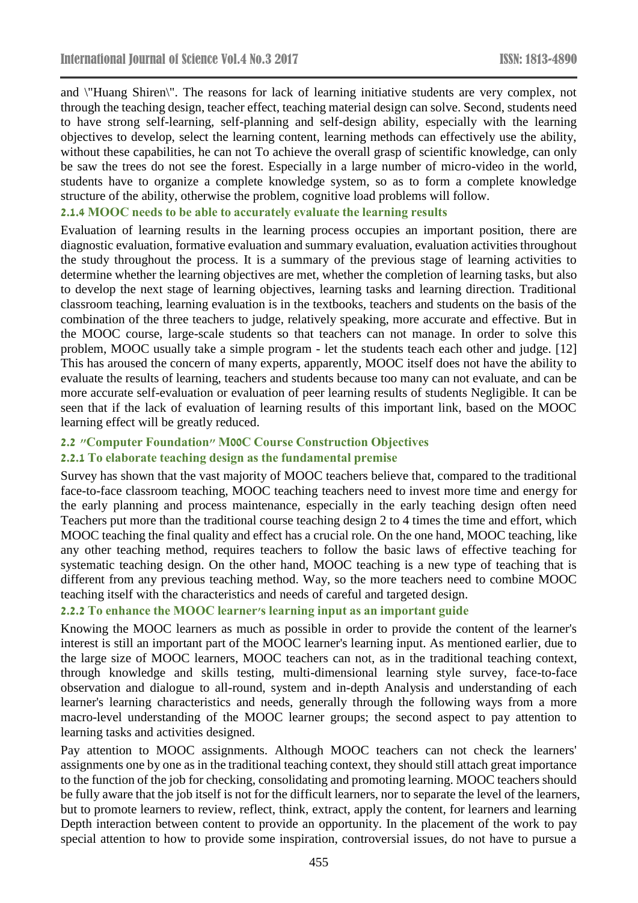and \"Huang Shiren\". The reasons for lack of learning initiative students are very complex, not through the teaching design, teacher effect, teaching material design can solve. Second, students need to have strong self-learning, self-planning and self-design ability, especially with the learning objectives to develop, select the learning content, learning methods can effectively use the ability, without these capabilities, he can not To achieve the overall grasp of scientific knowledge, can only be saw the trees do not see the forest. Especially in a large number of micro-video in the world, students have to organize a complete knowledge system, so as to form a complete knowledge structure of the ability, otherwise the problem, cognitive load problems will follow.

#### 2.1.4 MOOC needs to be able to accurately evaluate the learning results

Evaluation of learning results in the learning process occupies an important position, there are diagnostic evaluation, formative evaluation and summary evaluation, evaluation activities throughout the study throughout the process. It is a summary of the previous stage of learning activities to determine whether the learning objectives are met, whether the completion of learning tasks, but also to develop the next stage of learning objectives, learning tasks and learning direction. Traditional classroom teaching, learning evaluation is in the textbooks, teachers and students on the basis of the combination of the three teachers to judge, relatively speaking, more accurate and effective. But in the MOOC course, large-scale students so that teachers can not manage. In order to solve this problem, MOOC usually take a simple program - let the students teach each other and judge. [12] This has aroused the concern of many experts, apparently, MOOC itself does not have the ability to evaluate the results of learning, teachers and students because too many can not evaluate, and can be more accurate self-evaluation or evaluation of peer learning results of students Negligible. It can be seen that if the lack of evaluation of learning results of this important link, based on the MOOC learning effect will be greatly reduced.

### 2.2 "Computer Foundation" MOOC Course Construction Objectives

#### 2.2.1 To elaborate teaching design as the fundamental premise

Survey has shown that the vast majority of MOOC teachers believe that, compared to the traditional face-to-face classroom teaching, MOOC teaching teachers need to invest more time and energy for the early planning and process maintenance, especially in the early teaching design often need Teachers put more than the traditional course teaching design 2 to 4 times the time and effort, which MOOC teaching the final quality and effect has a crucial role. On the one hand, MOOC teaching, like any other teaching method, requires teachers to follow the basic laws of effective teaching for systematic teaching design. On the other hand, MOOC teaching is a new type of teaching that is different from any previous teaching method. Way, so the more teachers need to combine MOOC teaching itself with the characteristics and needs of careful and targeted design.

#### 2.2.2 To enhance the MOOC learner's learning input as an important guide

Knowing the MOOC learners as much as possible in order to provide the content of the learner's interest is still an important part of the MOOC learner's learning input. As mentioned earlier, due to the large size of MOOC learners, MOOC teachers can not, as in the traditional teaching context, through knowledge and skills testing, multi-dimensional learning style survey, face-to-face observation and dialogue to all-round, system and in-depth Analysis and understanding of each learner's learning characteristics and needs, generally through the following ways from a more macro-level understanding of the MOOC learner groups; the second aspect to pay attention to learning tasks and activities designed.

Pay attention to MOOC assignments. Although MOOC teachers can not check the learners' assignments one by one as in the traditional teaching context, they should still attach great importance to the function of the job for checking, consolidating and promoting learning. MOOC teachers should be fully aware that the job itself is not for the difficult learners, nor to separate the level of the learners, but to promote learners to review, reflect, think, extract, apply the content, for learners and learning Depth interaction between content to provide an opportunity. In the placement of the work to pay special attention to how to provide some inspiration, controversial issues, do not have to pursue a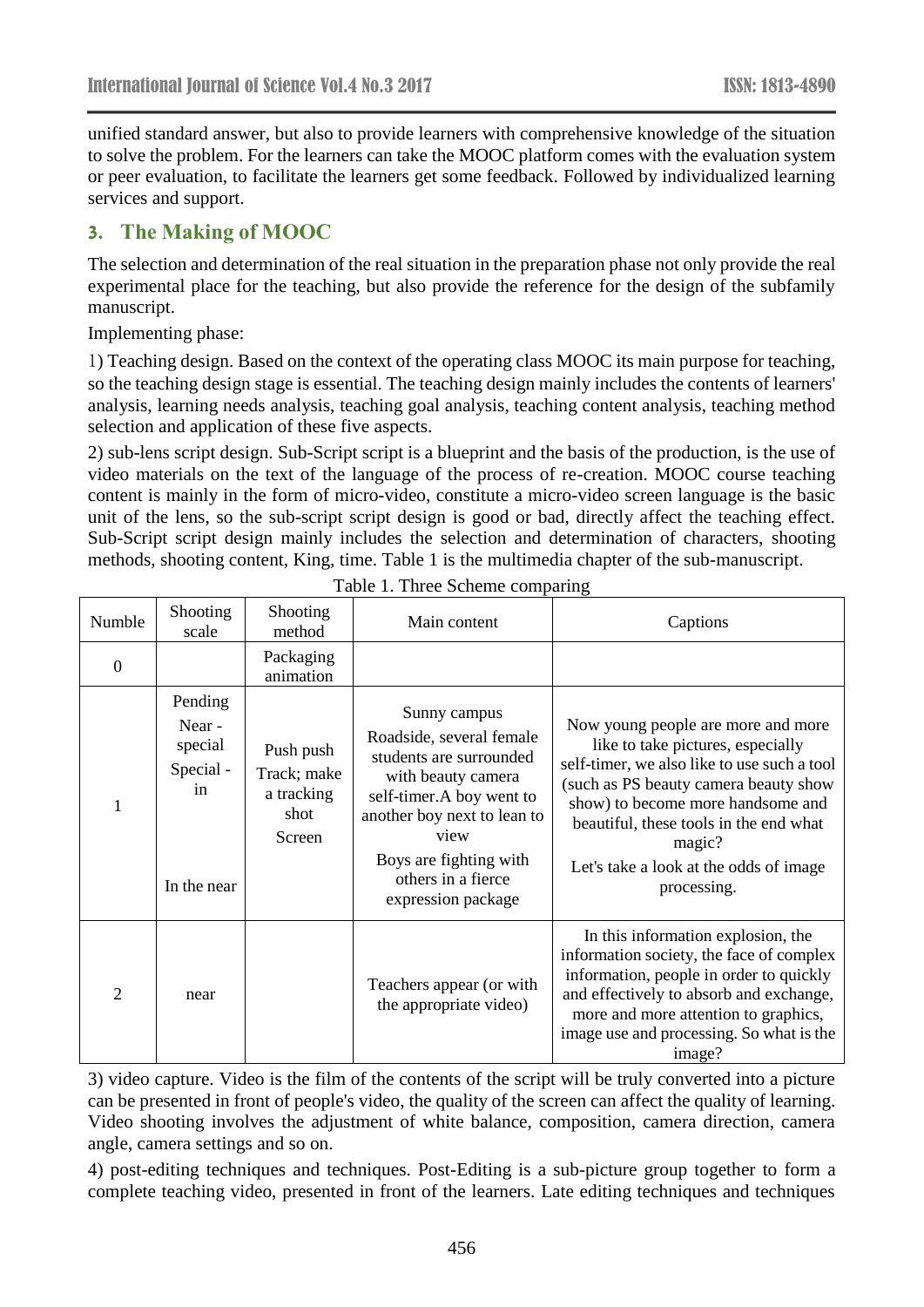unified standard answer, but also to provide learners with comprehensive knowledge of the situation to solve the problem. For the learners can take the MOOC platform comes with the evaluation system or peer evaluation, to facilitate the learners get some feedback. Followed by individualized learning services and support.

## 3. The Making of MOOC

The selection and determination of the real situation in the preparation phase not only provide the real experimental place for the teaching, but also provide the reference for the design of the subfamily manuscript.

Implementing phase:

1) Teaching design. Based on the context of the operating class MOOC its main purpose for teaching, so the teaching design stage is essential. The teaching design mainly includes the contents of learners' analysis, learning needs analysis, teaching goal analysis, teaching content analysis, teaching method selection and application of these five aspects.

2) sub-lens script design. Sub-Script script is a blueprint and the basis of the production, is the use of video materials on the text of the language of the process of re-creation. MOOC course teaching content is mainly in the form of micro-video, constitute a micro-video screen language is the basic unit of the lens, so the sub-script script design is good or bad, directly affect the teaching effect. Sub-Script script design mainly includes the selection and determination of characters, shooting methods, shooting content, King, time. Table 1 is the multimedia chapter of the sub-manuscript.

Table 1. Three Scheme comparing

| Numble | Shooting scale | Shooting method | Main content | Captions |
|---|---|---|---|---|
| 0 | | Packaging animation | | |
| 1 | Pending<br>Near - special<br>Special - in<br>In the near | Push push<br>Track; make a tracking shot<br>Screen | Sunny campus<br>Roadside, several female students are surrounded with beauty camera self-timer.A boy went to another boy next to lean to view<br>Boys are fighting with others in a fierce expression package | Now young people are more and more like to take pictures, especially self-timer, we also like to use such a tool (such as PS beauty camera beauty show show) to become more handsome and beautiful, these tools in the end what magic?<br>Let's take a look at the odds of image processing. |
| 2 | near | | Teachers appear (or with the appropriate video) | In this information explosion, the information society, the face of complex information, people in order to quickly and effectively to absorb and exchange, more and more attention to graphics, image use and processing. So what is the image? |

3) video capture. Video is the film of the contents of the script will be truly converted into a picture can be presented in front of people's video, the quality of the screen can affect the quality of learning. Video shooting involves the adjustment of white balance, composition, camera direction, camera angle, camera settings and so on.

4) post-editing techniques and techniques. Post-Editing is a sub-picture group together to form a complete teaching video, presented in front of the learners. Late editing techniques and techniques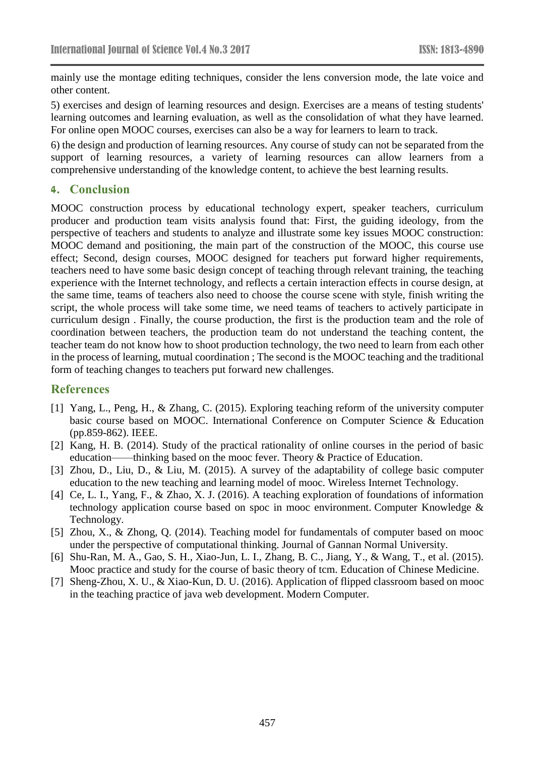mainly use the montage editing techniques, consider the lens conversion mode, the late voice and other content.

5) exercises and design of learning resources and design. Exercises are a means of testing students' learning outcomes and learning evaluation, as well as the consolidation of what they have learned. For online open MOOC courses, exercises can also be a way for learners to learn to track.

6) the design and production of learning resources. Any course of study can not be separated from the support of learning resources, a variety of learning resources can allow learners from a comprehensive understanding of the knowledge content, to achieve the best learning results.

## 4. Conclusion

MOOC construction process by educational technology expert, speaker teachers, curriculum producer and production team visits analysis found that: First, the guiding ideology, from the perspective of teachers and students to analyze and illustrate some key issues MOOC construction: MOOC demand and positioning, the main part of the construction of the MOOC, this course use effect; Second, design courses, MOOC designed for teachers put forward higher requirements, teachers need to have some basic design concept of teaching through relevant training, the teaching experience with the Internet technology, and reflects a certain interaction effects in course design, at the same time, teams of teachers also need to choose the course scene with style, finish writing the script, the whole process will take some time, we need teams of teachers to actively participate in curriculum design . Finally, the course production, the first is the production team and the role of coordination between teachers, the production team do not understand the teaching content, the teacher team do not know how to shoot production technology, the two need to learn from each other in the process of learning, mutual coordination ; The second is the MOOC teaching and the traditional form of teaching changes to teachers put forward new challenges.

## References

[1] Yang, L., Peng, H., & Zhang, C. (2015). Exploring teaching reform of the university computer basic course based on MOOC. International Conference on Computer Science & Education (pp.859-862). IEEE.

[2] Kang, H. B. (2014). Study of the practical rationality of online courses in the period of basic education——thinking based on the mooc fever. Theory & Practice of Education.

[3] Zhou, D., Liu, D., & Liu, M. (2015). A survey of the adaptability of college basic computer education to the new teaching and learning model of mooc. Wireless Internet Technology.

[4] Ce, L. I., Yang, F., & Zhao, X. J. (2016). A teaching exploration of foundations of information technology application course based on spoc in mooc environment. Computer Knowledge & Technology.

[5] Zhou, X., & Zhong, Q. (2014). Teaching model for fundamentals of computer based on mooc under the perspective of computational thinking. Journal of Gannan Normal University.

[6] Shu-Ran, M. A., Gao, S. H., Xiao-Jun, L. I., Zhang, B. C., Jiang, Y., & Wang, T., et al. (2015). Mooc practice and study for the course of basic theory of tcm. Education of Chinese Medicine.

[7] Sheng-Zhou, X. U., & Xiao-Kun, D. U. (2016). Application of flipped classroom based on mooc in the teaching practice of java web development. Modern Computer.